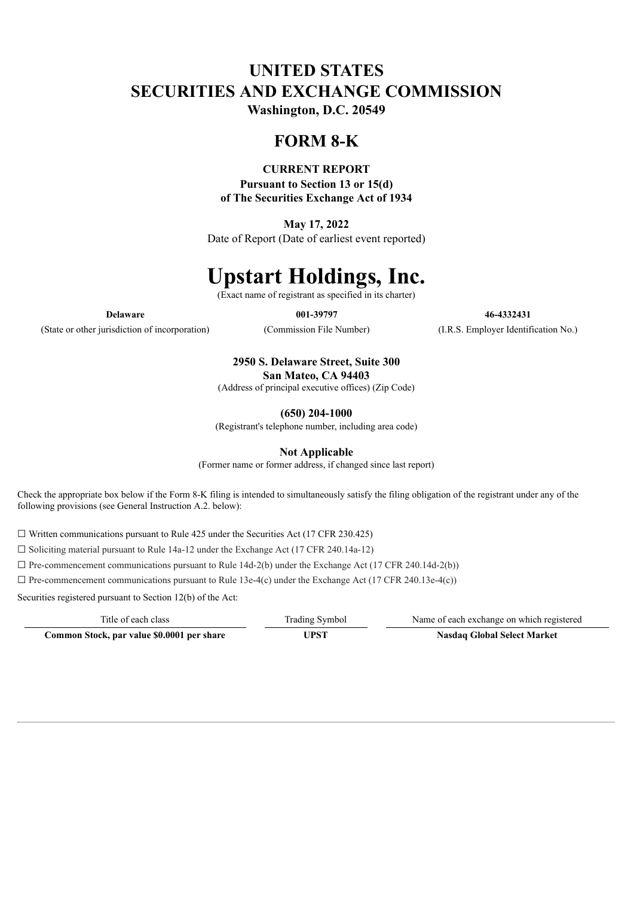# UNITED STATES
# SECURITIES AND EXCHANGE COMMISSION

**Washington, D.C. 20549**

## FORM 8-K

**CURRENT REPORT**

**Pursuant to Section 13 or 15(d)**
**of The Securities Exchange Act of 1934**

**May 17, 2022**
Date of Report (Date of earliest event reported)

# Upstart Holdings, Inc.

(Exact name of registrant as specified in its charter)

| **Delaware** | **001-39797** | **46-4332431** |
|---|---|---|
| (State or other jurisdiction of incorporation) | (Commission File Number) | (I.R.S. Employer Identification No.) |

**2950 S. Delaware Street, Suite 300**
**San Mateo, CA 94403**
(Address of principal executive offices) (Zip Code)

**(650) 204-1000**
(Registrant's telephone number, including area code)

**Not Applicable**
(Former name or former address, if changed since last report)

Check the appropriate box below if the Form 8-K filing is intended to simultaneously satisfy the filing obligation of the registrant under any of the following provisions (see General Instruction A.2. below):

☐ Written communications pursuant to Rule 425 under the Securities Act (17 CFR 230.425)

☐ Soliciting material pursuant to Rule 14a-12 under the Exchange Act (17 CFR 240.14a-12)

☐ Pre-commencement communications pursuant to Rule 14d-2(b) under the Exchange Act (17 CFR 240.14d-2(b))

☐ Pre-commencement communications pursuant to Rule 13e-4(c) under the Exchange Act (17 CFR 240.13e-4(c))

Securities registered pursuant to Section 12(b) of the Act:

| Title of each class | Trading Symbol | Name of each exchange on which registered |
|---|---|---|
| **Common Stock, par value $0.0001 per share** | **UPST** | **Nasdaq Global Select Market** |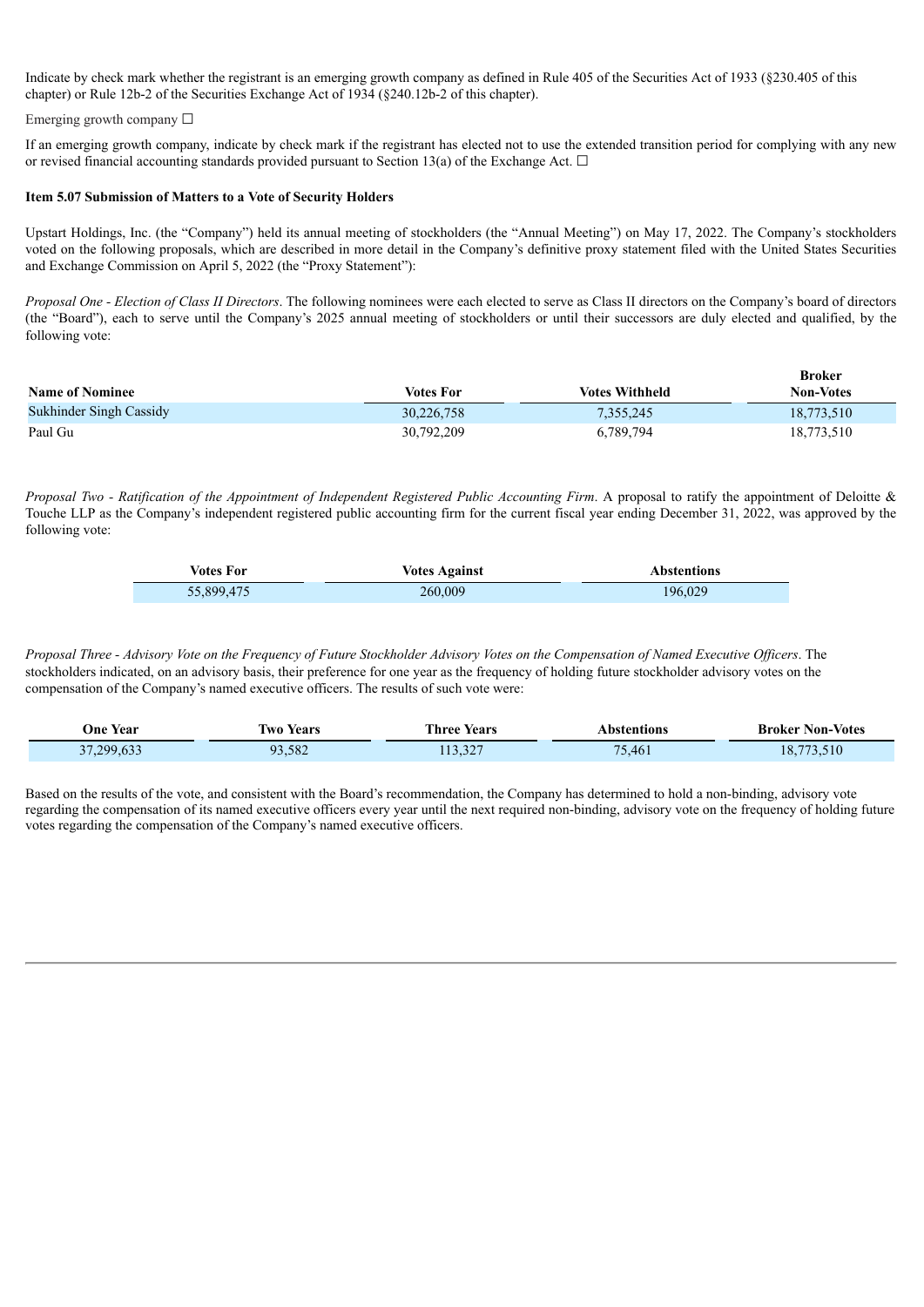Indicate by check mark whether the registrant is an emerging growth company as defined in Rule 405 of the Securities Act of 1933 (§230.405 of this chapter) or Rule 12b-2 of the Securities Exchange Act of 1934 (§240.12b-2 of this chapter).

Emerging growth company ☐

If an emerging growth company, indicate by check mark if the registrant has elected not to use the extended transition period for complying with any new or revised financial accounting standards provided pursuant to Section 13(a) of the Exchange Act. ☐

**Item 5.07 Submission of Matters to a Vote of Security Holders**

Upstart Holdings, Inc. (the "Company") held its annual meeting of stockholders (the "Annual Meeting") on May 17, 2022. The Company's stockholders voted on the following proposals, which are described in more detail in the Company's definitive proxy statement filed with the United States Securities and Exchange Commission on April 5, 2022 (the "Proxy Statement"):

*Proposal One - Election of Class II Directors*. The following nominees were each elected to serve as Class II directors on the Company's board of directors (the "Board"), each to serve until the Company's 2025 annual meeting of stockholders or until their successors are duly elected and qualified, by the following vote:

| Name of Nominee | Votes For | Votes Withheld | Broker Non-Votes |
|---|---|---|---|
| Sukhinder Singh Cassidy | 30,226,758 | 7,355,245 | 18,773,510 |
| Paul Gu | 30,792,209 | 6,789,794 | 18,773,510 |

*Proposal Two - Ratification of the Appointment of Independent Registered Public Accounting Firm*. A proposal to ratify the appointment of Deloitte & Touche LLP as the Company's independent registered public accounting firm for the current fiscal year ending December 31, 2022, was approved by the following vote:

| Votes For | Votes Against | Abstentions |
|---|---|---|
| 55,899,475 | 260,009 | 196,029 |

*Proposal Three - Advisory Vote on the Frequency of Future Stockholder Advisory Votes on the Compensation of Named Executive Officers*. The stockholders indicated, on an advisory basis, their preference for one year as the frequency of holding future stockholder advisory votes on the compensation of the Company's named executive officers. The results of such vote were:

| One Year | Two Years | Three Years | Abstentions | Broker Non-Votes |
|---|---|---|---|---|
| 37,299,633 | 93,582 | 113,327 | 75,461 | 18,773,510 |

Based on the results of the vote, and consistent with the Board's recommendation, the Company has determined to hold a non-binding, advisory vote regarding the compensation of its named executive officers every year until the next required non-binding, advisory vote on the frequency of holding future votes regarding the compensation of the Company's named executive officers.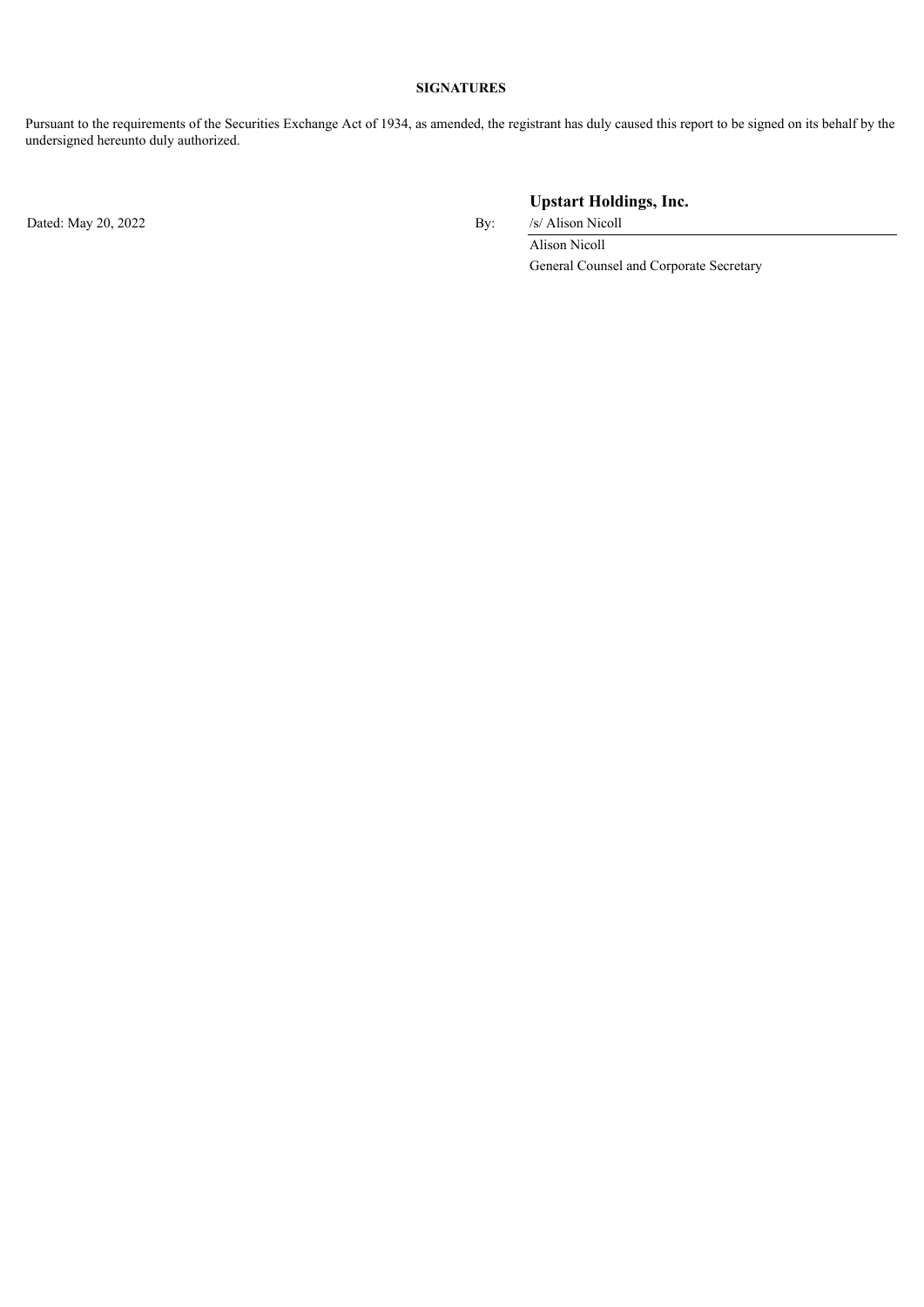**SIGNATURES**

Pursuant to the requirements of the Securities Exchange Act of 1934, as amended, the registrant has duly caused this report to be signed on its behalf by the undersigned hereunto duly authorized.

| | | |
|---|---|---|
| | | **Upstart Holdings, Inc.** |
| Dated: May 20, 2022 | By: | /s/ Alison Nicoll |
| | | Alison Nicoll |
| | | General Counsel and Corporate Secretary |